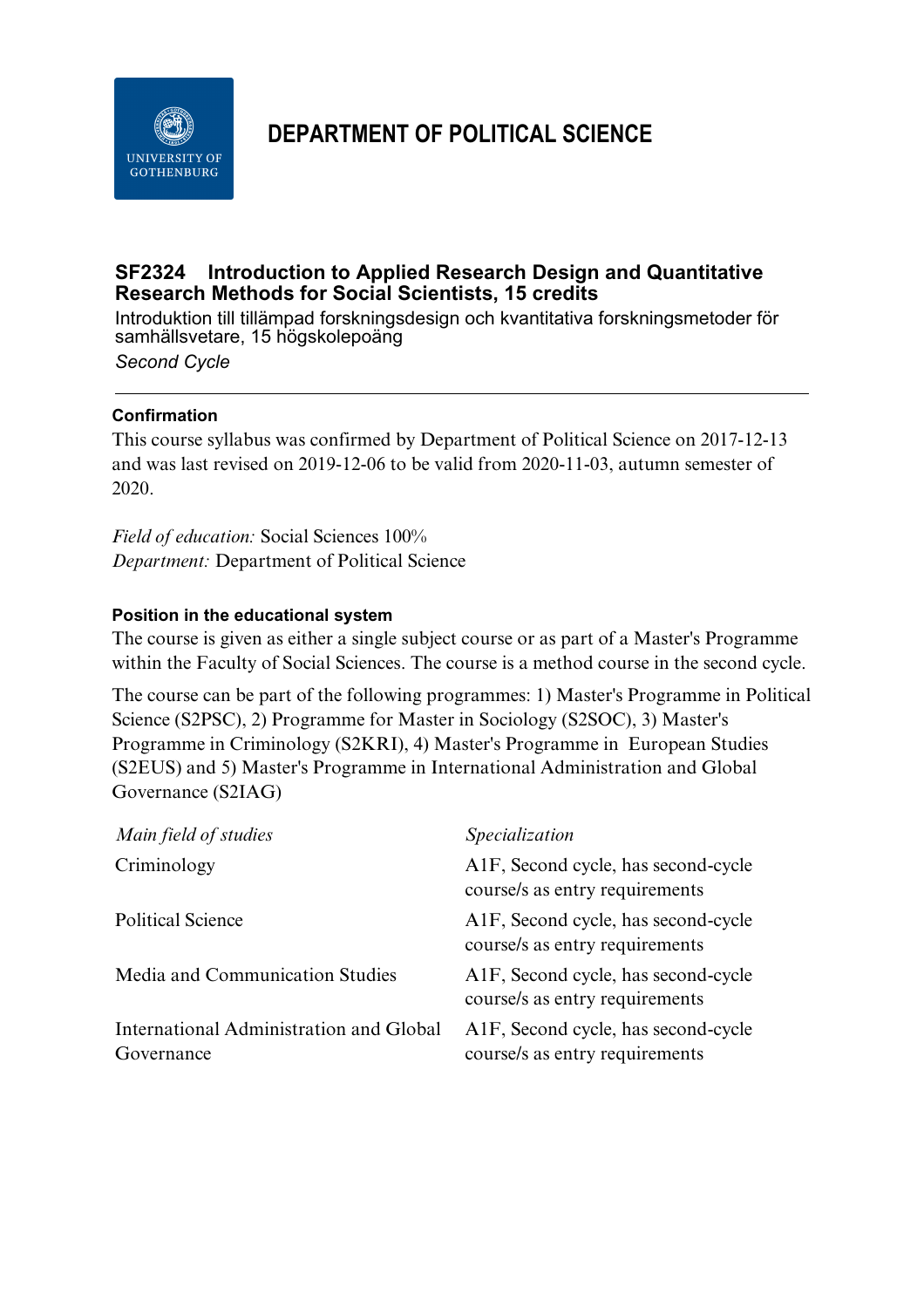# DEPARTMENT OF POLITICAL SCIENCE

## SF2324 Introduction to Applied Research Design and Quantitative Research Methods for Social Scientists, 15 credits

Introduktion till tillämpad forskningsdesign och kvantitativa forskningsmetoder för samhällsvetare, 15 högskolepoäng

*Second Cycle*

---

### Confirmation

This course syllabus was confirmed by Department of Political Science on 2017-12-13 and was last revised on 2019-12-06 to be valid from 2020-11-03, autumn semester of 2020.

*Field of education:* Social Sciences 100%
*Department:* Department of Political Science

### Position in the educational system

The course is given as either a single subject course or as part of a Master's Programme within the Faculty of Social Sciences. The course is a method course in the second cycle.

The course can be part of the following programmes: 1) Master's Programme in Political Science (S2PSC), 2) Programme for Master in Sociology (S2SOC), 3) Master's Programme in Criminology (S2KRI), 4) Master's Programme in European Studies (S2EUS) and 5) Master's Programme in International Administration and Global Governance (S2IAG)

| *Main field of studies* | *Specialization* |
|---|---|
| Criminology | A1F, Second cycle, has second-cycle course/s as entry requirements |
| Political Science | A1F, Second cycle, has second-cycle course/s as entry requirements |
| Media and Communication Studies | A1F, Second cycle, has second-cycle course/s as entry requirements |
| International Administration and Global Governance | A1F, Second cycle, has second-cycle course/s as entry requirements |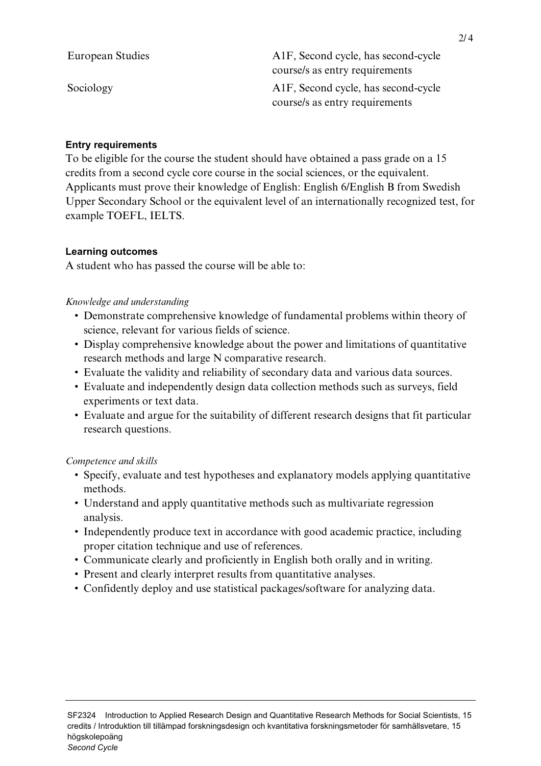| | |
|---|---|
| European Studies | A1F, Second cycle, has second-cycle course/s as entry requirements |
| Sociology | A1F, Second cycle, has second-cycle course/s as entry requirements |

**Entry requirements**

To be eligible for the course the student should have obtained a pass grade on a 15 credits from a second cycle core course in the social sciences, or the equivalent. Applicants must prove their knowledge of English: English 6/English B from Swedish Upper Secondary School or the equivalent level of an internationally recognized test, for example TOEFL, IELTS.

**Learning outcomes**

A student who has passed the course will be able to:

*Knowledge and understanding*

- Demonstrate comprehensive knowledge of fundamental problems within theory of science, relevant for various fields of science.
- Display comprehensive knowledge about the power and limitations of quantitative research methods and large N comparative research.
- Evaluate the validity and reliability of secondary data and various data sources.
- Evaluate and independently design data collection methods such as surveys, field experiments or text data.
- Evaluate and argue for the suitability of different research designs that fit particular research questions.

*Competence and skills*

- Specify, evaluate and test hypotheses and explanatory models applying quantitative methods.
- Understand and apply quantitative methods such as multivariate regression analysis.
- Independently produce text in accordance with good academic practice, including proper citation technique and use of references.
- Communicate clearly and proficiently in English both orally and in writing.
- Present and clearly interpret results from quantitative analyses.
- Confidently deploy and use statistical packages/software for analyzing data.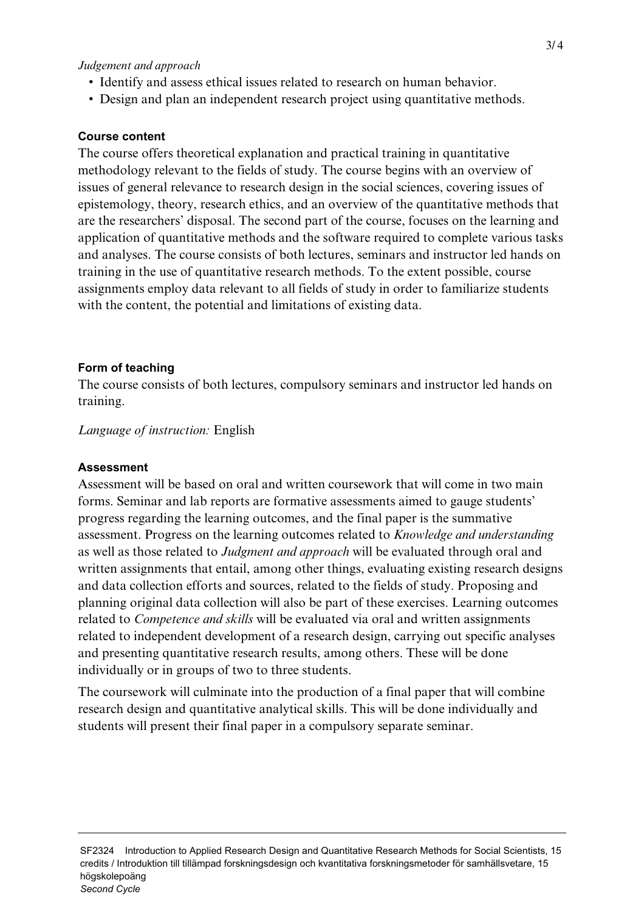*Judgement and approach*

- Identify and assess ethical issues related to research on human behavior.
- Design and plan an independent research project using quantitative methods.

### Course content

The course offers theoretical explanation and practical training in quantitative methodology relevant to the fields of study. The course begins with an overview of issues of general relevance to research design in the social sciences, covering issues of epistemology, theory, research ethics, and an overview of the quantitative methods that are the researchers' disposal. The second part of the course, focuses on the learning and application of quantitative methods and the software required to complete various tasks and analyses. The course consists of both lectures, seminars and instructor led hands on training in the use of quantitative research methods. To the extent possible, course assignments employ data relevant to all fields of study in order to familiarize students with the content, the potential and limitations of existing data.

### Form of teaching

The course consists of both lectures, compulsory seminars and instructor led hands on training.

*Language of instruction:* English

### Assessment

Assessment will be based on oral and written coursework that will come in two main forms. Seminar and lab reports are formative assessments aimed to gauge students' progress regarding the learning outcomes, and the final paper is the summative assessment. Progress on the learning outcomes related to *Knowledge and understanding* as well as those related to *Judgment and approach* will be evaluated through oral and written assignments that entail, among other things, evaluating existing research designs and data collection efforts and sources, related to the fields of study. Proposing and planning original data collection will also be part of these exercises. Learning outcomes related to *Competence and skills* will be evaluated via oral and written assignments related to independent development of a research design, carrying out specific analyses and presenting quantitative research results, among others. These will be done individually or in groups of two to three students.

The coursework will culminate into the production of a final paper that will combine research design and quantitative analytical skills. This will be done individually and students will present their final paper in a compulsory separate seminar.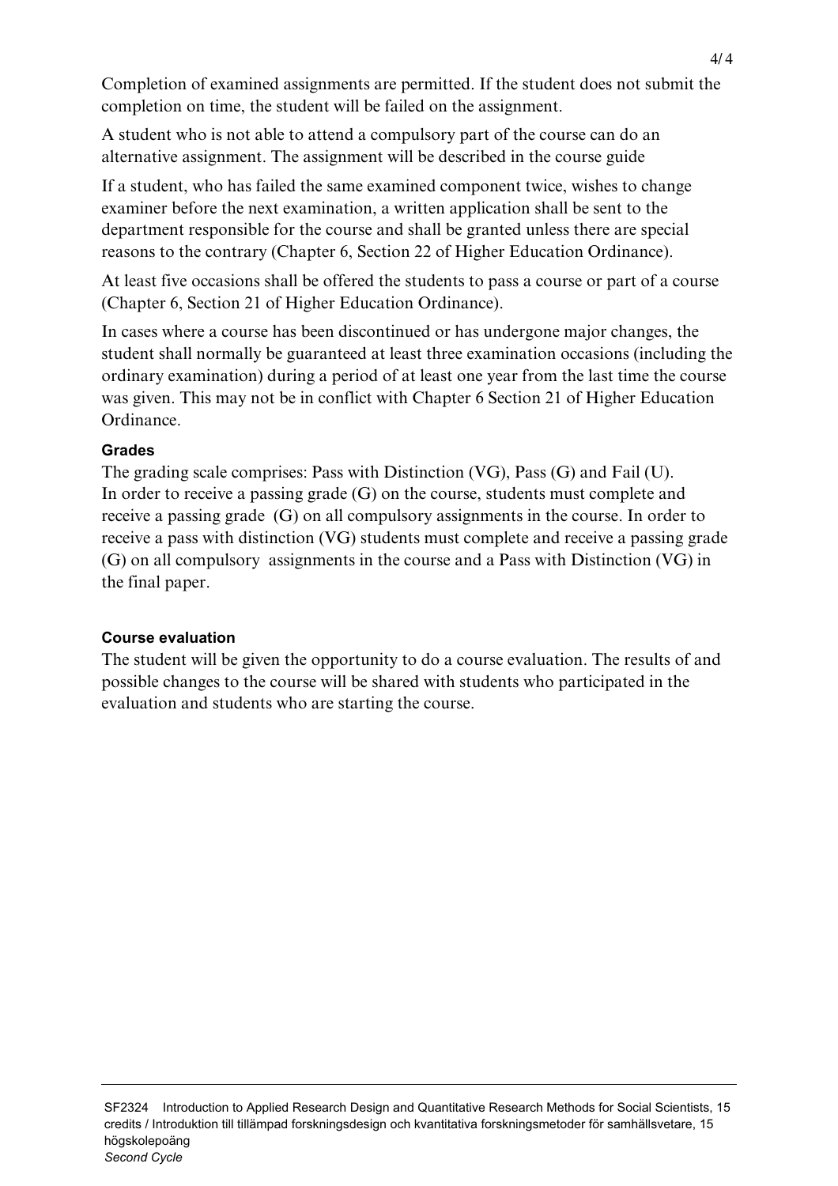Completion of examined assignments are permitted. If the student does not submit the completion on time, the student will be failed on the assignment.

A student who is not able to attend a compulsory part of the course can do an alternative assignment. The assignment will be described in the course guide

If a student, who has failed the same examined component twice, wishes to change examiner before the next examination, a written application shall be sent to the department responsible for the course and shall be granted unless there are special reasons to the contrary (Chapter 6, Section 22 of Higher Education Ordinance).

At least five occasions shall be offered the students to pass a course or part of a course (Chapter 6, Section 21 of Higher Education Ordinance).

In cases where a course has been discontinued or has undergone major changes, the student shall normally be guaranteed at least three examination occasions (including the ordinary examination) during a period of at least one year from the last time the course was given. This may not be in conflict with Chapter 6 Section 21 of Higher Education Ordinance.

### Grades

The grading scale comprises: Pass with Distinction (VG), Pass (G) and Fail (U).
In order to receive a passing grade (G) on the course, students must complete and receive a passing grade (G) on all compulsory assignments in the course. In order to receive a pass with distinction (VG) students must complete and receive a passing grade (G) on all compulsory assignments in the course and a Pass with Distinction (VG) in the final paper.

### Course evaluation

The student will be given the opportunity to do a course evaluation. The results of and possible changes to the course will be shared with students who participated in the evaluation and students who are starting the course.